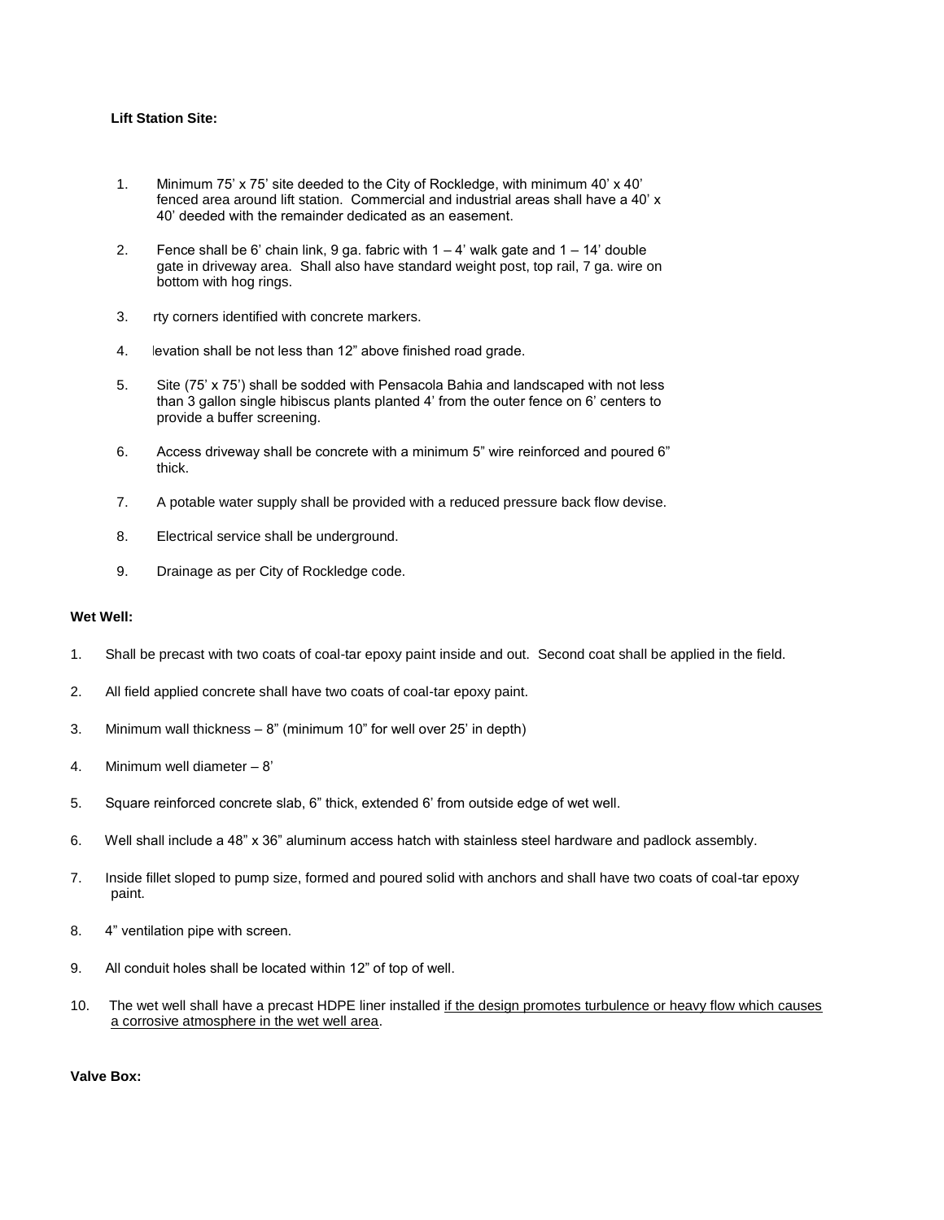**Lift Station Site:**

1. Minimum 75' x 75' site deeded to the City of Rockledge, with minimum 40' x 40' fenced area around lift station. Commercial and industrial areas shall have a 40' x 40' deeded with the remainder dedicated as an easement.

2. Fence shall be 6' chain link, 9 ga. fabric with 1 – 4' walk gate and 1 – 14' double gate in driveway area. Shall also have standard weight post, top rail, 7 ga. wire on bottom with hog rings.

3. rty corners identified with concrete markers.

4. levation shall be not less than 12" above finished road grade.

5. Site (75' x 75') shall be sodded with Pensacola Bahia and landscaped with not less than 3 gallon single hibiscus plants planted 4' from the outer fence on 6' centers to provide a buffer screening.

6. Access driveway shall be concrete with a minimum 5" wire reinforced and poured 6" thick.

7. A potable water supply shall be provided with a reduced pressure back flow devise.

8. Electrical service shall be underground.

9. Drainage as per City of Rockledge code.

**Wet Well:**

1. Shall be precast with two coats of coal-tar epoxy paint inside and out. Second coat shall be applied in the field.

2. All field applied concrete shall have two coats of coal-tar epoxy paint.

3. Minimum wall thickness – 8" (minimum 10" for well over 25' in depth)

4. Minimum well diameter – 8'

5. Square reinforced concrete slab, 6" thick, extended 6' from outside edge of wet well.

6. Well shall include a 48" x 36" aluminum access hatch with stainless steel hardware and padlock assembly.

7. Inside fillet sloped to pump size, formed and poured solid with anchors and shall have two coats of coal-tar epoxy paint.

8. 4" ventilation pipe with screen.

9. All conduit holes shall be located within 12" of top of well.

10. The wet well shall have a precast HDPE liner installed <u>if the design promotes turbulence or heavy flow which causes a corrosive atmosphere in the wet well area</u>.

**Valve Box:**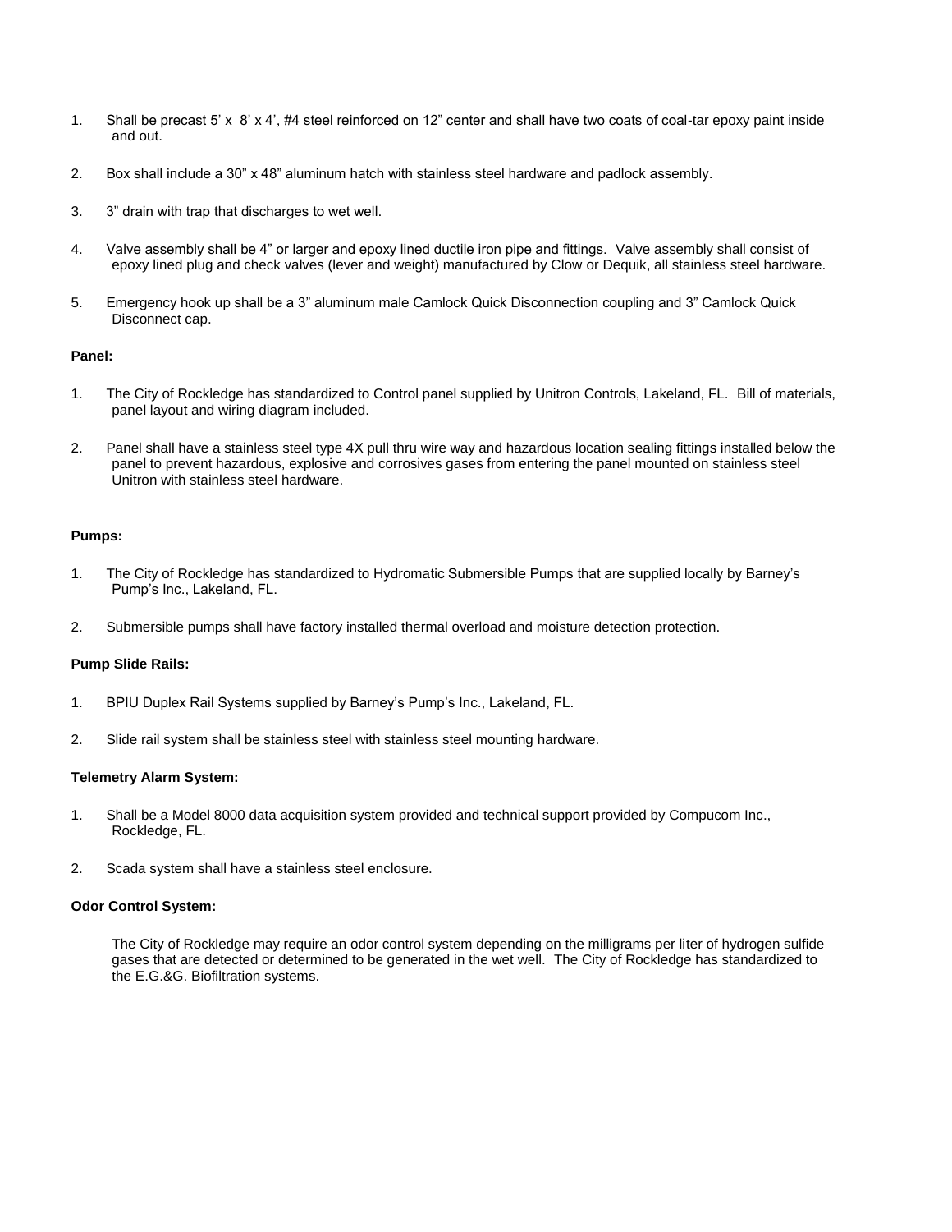1. Shall be precast 5' x 8' x 4', #4 steel reinforced on 12" center and shall have two coats of coal-tar epoxy paint inside and out.

2. Box shall include a 30" x 48" aluminum hatch with stainless steel hardware and padlock assembly.

3. 3" drain with trap that discharges to wet well.

4. Valve assembly shall be 4" or larger and epoxy lined ductile iron pipe and fittings. Valve assembly shall consist of epoxy lined plug and check valves (lever and weight) manufactured by Clow or Dequik, all stainless steel hardware.

5. Emergency hook up shall be a 3" aluminum male Camlock Quick Disconnection coupling and 3" Camlock Quick Disconnect cap.

**Panel:**

1. The City of Rockledge has standardized to Control panel supplied by Unitron Controls, Lakeland, FL. Bill of materials, panel layout and wiring diagram included.

2. Panel shall have a stainless steel type 4X pull thru wire way and hazardous location sealing fittings installed below the panel to prevent hazardous, explosive and corrosives gases from entering the panel mounted on stainless steel Unitron with stainless steel hardware.

**Pumps:**

1. The City of Rockledge has standardized to Hydromatic Submersible Pumps that are supplied locally by Barney's Pump's Inc., Lakeland, FL.

2. Submersible pumps shall have factory installed thermal overload and moisture detection protection.

**Pump Slide Rails:**

1. BPIU Duplex Rail Systems supplied by Barney's Pump's Inc., Lakeland, FL.

2. Slide rail system shall be stainless steel with stainless steel mounting hardware.

**Telemetry Alarm System:**

1. Shall be a Model 8000 data acquisition system provided and technical support provided by Compucom Inc., Rockledge, FL.

2. Scada system shall have a stainless steel enclosure.

**Odor Control System:**

The City of Rockledge may require an odor control system depending on the milligrams per liter of hydrogen sulfide gases that are detected or determined to be generated in the wet well. The City of Rockledge has standardized to the E.G.&G. Biofiltration systems.